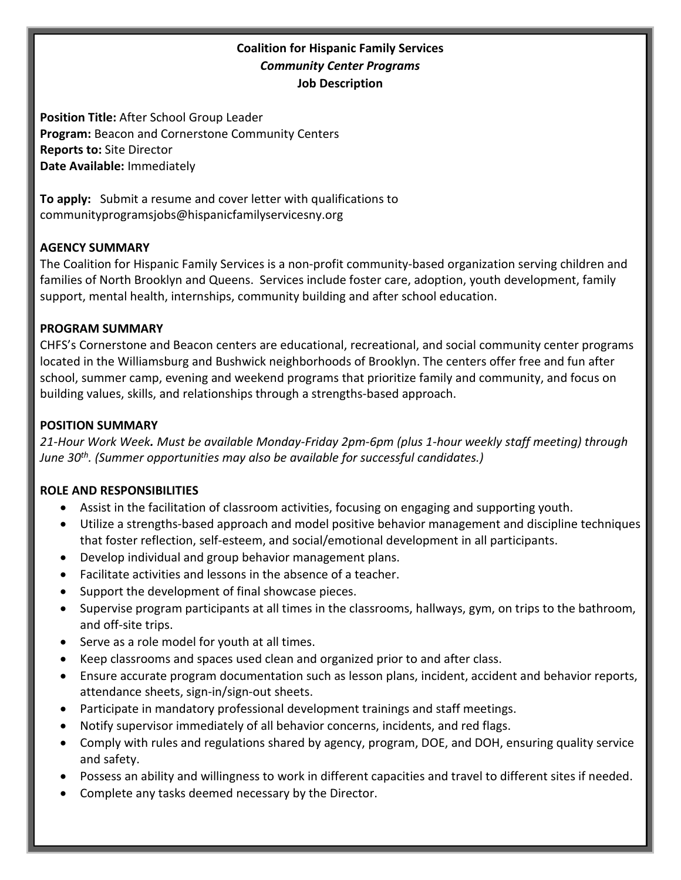**Coalition for Hispanic Family Services**
***Community Center Programs***
**Job Description**

**Position Title:** After School Group Leader
**Program:** Beacon and Cornerstone Community Centers
**Reports to:** Site Director
**Date Available:** Immediately

**To apply:** Submit a resume and cover letter with qualifications to communityprogramsjobs@hispanicfamilyservicesny.org

## AGENCY SUMMARY

The Coalition for Hispanic Family Services is a non-profit community-based organization serving children and families of North Brooklyn and Queens. Services include foster care, adoption, youth development, family support, mental health, internships, community building and after school education.

## PROGRAM SUMMARY

CHFS's Cornerstone and Beacon centers are educational, recreational, and social community center programs located in the Williamsburg and Bushwick neighborhoods of Brooklyn. The centers offer free and fun after school, summer camp, evening and weekend programs that prioritize family and community, and focus on building values, skills, and relationships through a strengths-based approach.

## POSITION SUMMARY

*21-Hour Work Week. Must be available Monday-Friday 2pm-6pm (plus 1-hour weekly staff meeting) through June 30th. (Summer opportunities may also be available for successful candidates.)*

## ROLE AND RESPONSIBILITIES

- Assist in the facilitation of classroom activities, focusing on engaging and supporting youth.
- Utilize a strengths-based approach and model positive behavior management and discipline techniques that foster reflection, self-esteem, and social/emotional development in all participants.
- Develop individual and group behavior management plans.
- Facilitate activities and lessons in the absence of a teacher.
- Support the development of final showcase pieces.
- Supervise program participants at all times in the classrooms, hallways, gym, on trips to the bathroom, and off-site trips.
- Serve as a role model for youth at all times.
- Keep classrooms and spaces used clean and organized prior to and after class.
- Ensure accurate program documentation such as lesson plans, incident, accident and behavior reports, attendance sheets, sign-in/sign-out sheets.
- Participate in mandatory professional development trainings and staff meetings.
- Notify supervisor immediately of all behavior concerns, incidents, and red flags.
- Comply with rules and regulations shared by agency, program, DOE, and DOH, ensuring quality service and safety.
- Possess an ability and willingness to work in different capacities and travel to different sites if needed.
- Complete any tasks deemed necessary by the Director.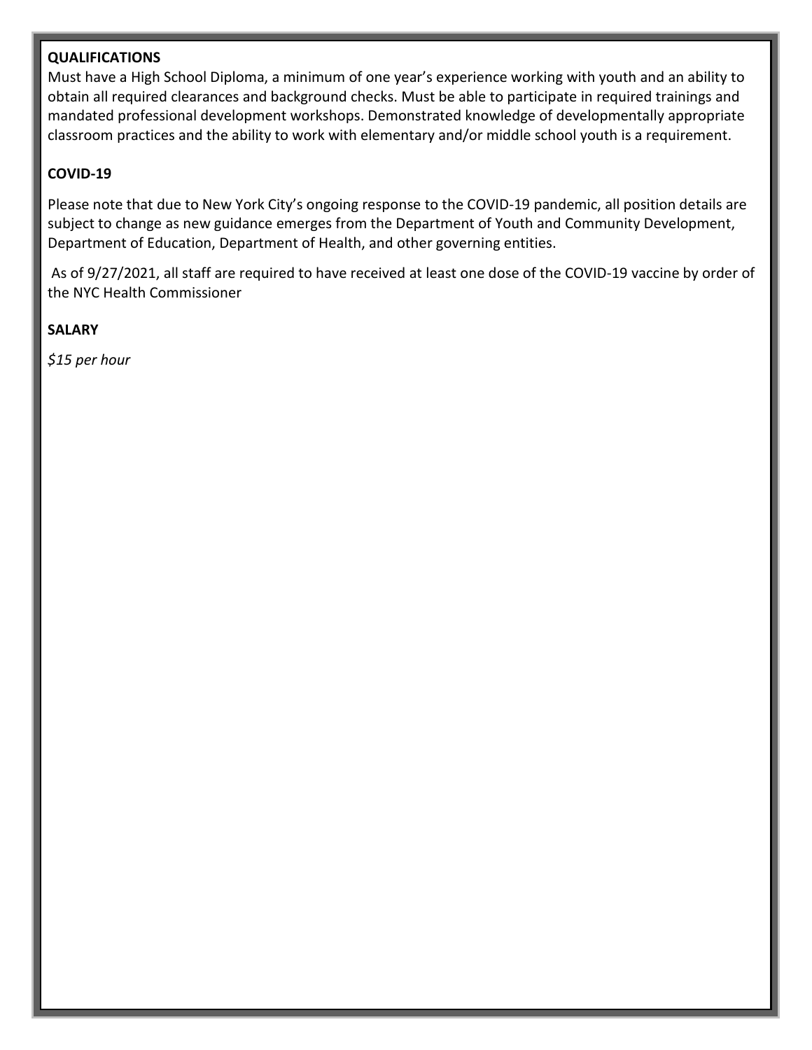**QUALIFICATIONS**

Must have a High School Diploma, a minimum of one year's experience working with youth and an ability to obtain all required clearances and background checks. Must be able to participate in required trainings and mandated professional development workshops. Demonstrated knowledge of developmentally appropriate classroom practices and the ability to work with elementary and/or middle school youth is a requirement.

**COVID-19**

Please note that due to New York City's ongoing response to the COVID-19 pandemic, all position details are subject to change as new guidance emerges from the Department of Youth and Community Development, Department of Education, Department of Health, and other governing entities.

As of 9/27/2021, all staff are required to have received at least one dose of the COVID-19 vaccine by order of the NYC Health Commissioner

**SALARY**

*$15 per hour*